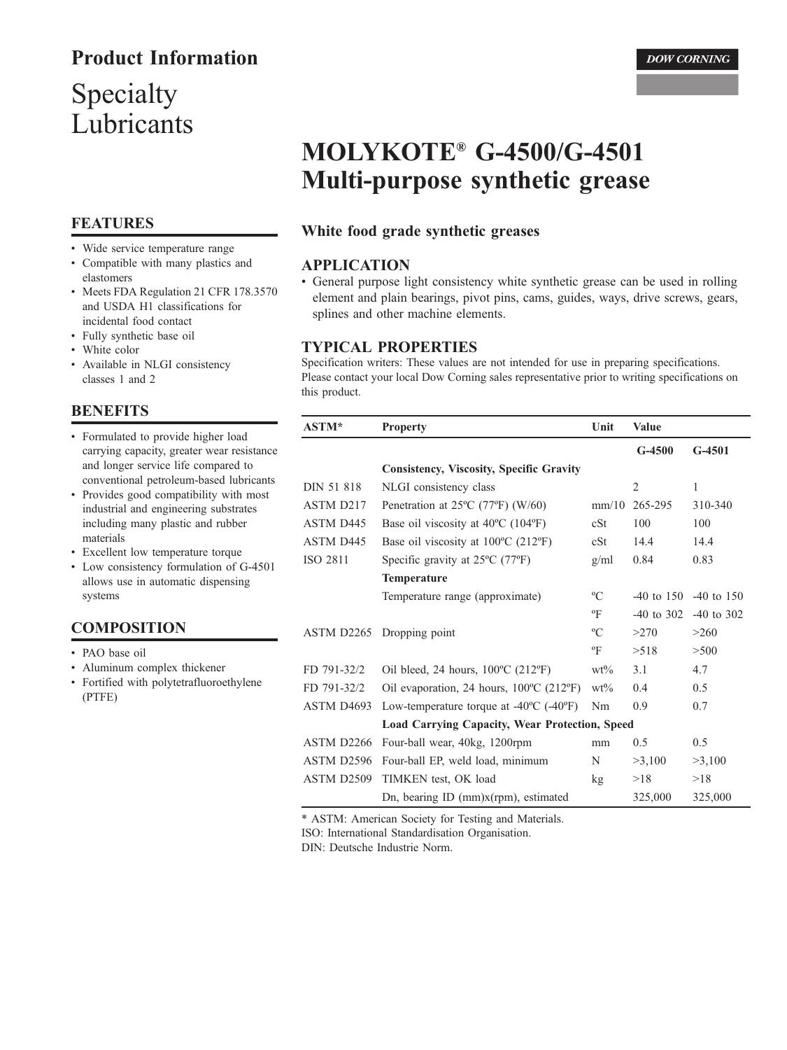# Product Information

DOW CORNING

# Specialty Lubricants

# MOLYKOTE® G-4500/G-4501 Multi-purpose synthetic grease

## FEATURES

- Wide service temperature range
- Compatible with many plastics and elastomers
- Meets FDA Regulation 21 CFR 178.3570 and USDA H1 classifications for incidental food contact
- Fully synthetic base oil
- White color
- Available in NLGI consistency classes 1 and 2

## BENEFITS

- Formulated to provide higher load carrying capacity, greater wear resistance and longer service life compared to conventional petroleum-based lubricants
- Provides good compatibility with most industrial and engineering substrates including many plastic and rubber materials
- Excellent low temperature torque
- Low consistency formulation of G-4501 allows use in automatic dispensing systems

## COMPOSITION

- PAO base oil
- Aluminum complex thickener
- Fortified with polytetrafluoroethylene (PTFE)

### White food grade synthetic greases

## APPLICATION

- General purpose light consistency white synthetic grease can be used in rolling element and plain bearings, pivot pins, cams, guides, ways, drive screws, gears, splines and other machine elements.

## TYPICAL PROPERTIES

Specification writers: These values are not intended for use in preparing specifications. Please contact your local Dow Corning sales representative prior to writing specifications on this product.

| ASTM* | Property | Unit | Value | |
|---|---|---|---|---|
| | | | G-4500 | G-4501 |
| | **Consistency, Viscosity, Specific Gravity** | | | |
| DIN 51 818 | NLGI consistency class | | 2 | 1 |
| ASTM D217 | Penetration at 25ºC (77ºF) (W/60) | mm/10 | 265-295 | 310-340 |
| ASTM D445 | Base oil viscosity at 40ºC (104ºF) | cSt | 100 | 100 |
| ASTM D445 | Base oil viscosity at 100ºC (212ºF) | cSt | 14.4 | 14.4 |
| ISO 2811 | Specific gravity at 25ºC (77ºF) | g/ml | 0.84 | 0.83 |
| | **Temperature** | | | |
| | Temperature range (approximate) | ºC | -40 to 150 | -40 to 150 |
| | | ºF | -40 to 302 | -40 to 302 |
| ASTM D2265 | Dropping point | ºC | >270 | >260 |
| | | ºF | >518 | >500 |
| FD 791-32/2 | Oil bleed, 24 hours, 100ºC (212ºF) | wt% | 3.1 | 4.7 |
| FD 791-32/2 | Oil evaporation, 24 hours, 100ºC (212ºF) | wt% | 0.4 | 0.5 |
| ASTM D4693 | Low-temperature torque at -40ºC (-40ºF) | Nm | 0.9 | 0.7 |
| | **Load Carrying Capacity, Wear Protection, Speed** | | | |
| ASTM D2266 | Four-ball wear, 40kg, 1200rpm | mm | 0.5 | 0.5 |
| ASTM D2596 | Four-ball EP, weld load, minimum | N | >3,100 | >3,100 |
| ASTM D2509 | TIMKEN test, OK load | kg | >18 | >18 |
| | Dn, bearing ID (mm)x(rpm), estimated | | 325,000 | 325,000 |

* ASTM: American Society for Testing and Materials.
ISO: International Standardisation Organisation.
DIN: Deutsche Industrie Norm.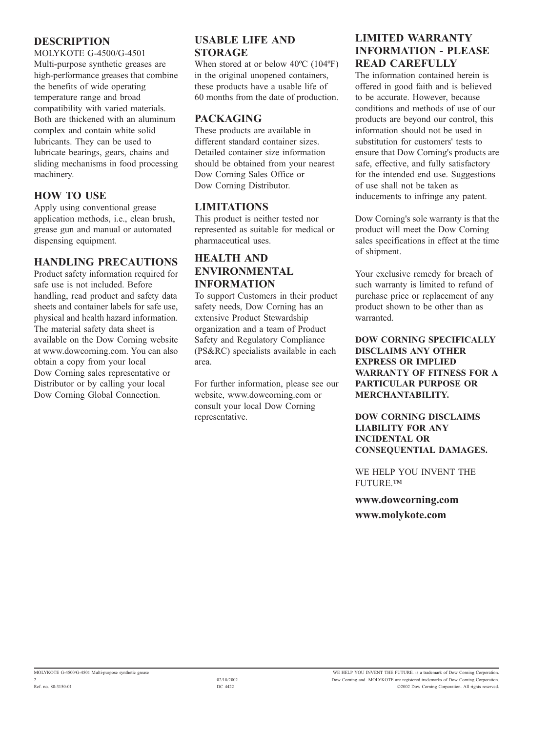## DESCRIPTION

MOLYKOTE G-4500/G-4501 Multi-purpose synthetic greases are high-performance greases that combine the benefits of wide operating temperature range and broad compatibility with varied materials. Both are thickened with an aluminum complex and contain white solid lubricants. They can be used to lubricate bearings, gears, chains and sliding mechanisms in food processing machinery.

## HOW TO USE

Apply using conventional grease application methods, i.e., clean brush, grease gun and manual or automated dispensing equipment.

## HANDLING PRECAUTIONS

Product safety information required for safe use is not included. Before handling, read product and safety data sheets and container labels for safe use, physical and health hazard information. The material safety data sheet is available on the Dow Corning website at www.dowcorning.com. You can also obtain a copy from your local Dow Corning sales representative or Distributor or by calling your local Dow Corning Global Connection.

## USABLE LIFE AND STORAGE

When stored at or below 40ºC (104ºF) in the original unopened containers, these products have a usable life of 60 months from the date of production.

## PACKAGING

These products are available in different standard container sizes. Detailed container size information should be obtained from your nearest Dow Corning Sales Office or Dow Corning Distributor.

## LIMITATIONS

This product is neither tested nor represented as suitable for medical or pharmaceutical uses.

## HEALTH AND ENVIRONMENTAL INFORMATION

To support Customers in their product safety needs, Dow Corning has an extensive Product Stewardship organization and a team of Product Safety and Regulatory Compliance (PS&RC) specialists available in each area.

For further information, please see our website, www.dowcorning.com or consult your local Dow Corning representative.

## LIMITED WARRANTY INFORMATION - PLEASE READ CAREFULLY

The information contained herein is offered in good faith and is believed to be accurate. However, because conditions and methods of use of our products are beyond our control, this information should not be used in substitution for customers' tests to ensure that Dow Corning's products are safe, effective, and fully satisfactory for the intended end use. Suggestions of use shall not be taken as inducements to infringe any patent.

Dow Corning's sole warranty is that the product will meet the Dow Corning sales specifications in effect at the time of shipment.

Your exclusive remedy for breach of such warranty is limited to refund of purchase price or replacement of any product shown to be other than as warranted.

**DOW CORNING SPECIFICALLY DISCLAIMS ANY OTHER EXPRESS OR IMPLIED WARRANTY OF FITNESS FOR A PARTICULAR PURPOSE OR MERCHANTABILITY.**

**DOW CORNING DISCLAIMS LIABILITY FOR ANY INCIDENTAL OR CONSEQUENTIAL DAMAGES.**

WE HELP YOU INVENT THE FUTURE.™

**www.dowcorning.com**

**www.molykote.com**

MOLYKOTE G-4500/G-4501 Multi-purpose synthetic grease
Ref. no. 80-3150-01
02/10/2002
DC 4422

WE HELP YOU INVENT THE FUTURE. is a trademark of Dow Corning Corporation.
Dow Corning and MOLYKOTE are registered trademarks of Dow Corning Corporation.
©2002 Dow Corning Corporation. All rights reserved.